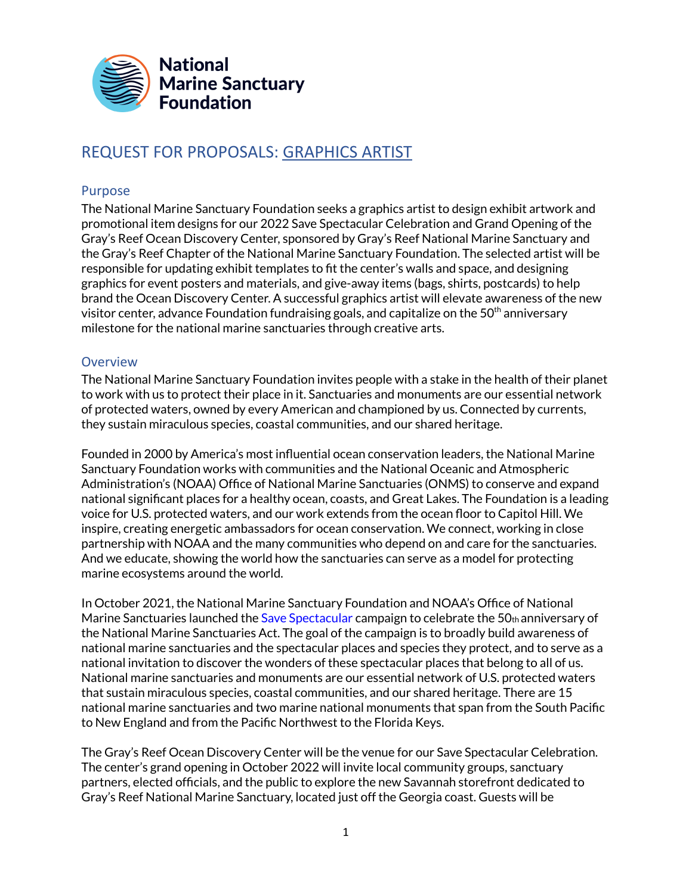National Marine Sanctuary Foundation

# REQUEST FOR PROPOSALS: GRAPHICS ARTIST

## Purpose

The National Marine Sanctuary Foundation seeks a graphics artist to design exhibit artwork and promotional item designs for our 2022 Save Spectacular Celebration and Grand Opening of the Gray's Reef Ocean Discovery Center, sponsored by Gray's Reef National Marine Sanctuary and the Gray's Reef Chapter of the National Marine Sanctuary Foundation. The selected artist will be responsible for updating exhibit templates to fit the center's walls and space, and designing graphics for event posters and materials, and give-away items (bags, shirts, postcards) to help brand the Ocean Discovery Center. A successful graphics artist will elevate awareness of the new visitor center, advance Foundation fundraising goals, and capitalize on the 50th anniversary milestone for the national marine sanctuaries through creative arts.

## Overview

The National Marine Sanctuary Foundation invites people with a stake in the health of their planet to work with us to protect their place in it. Sanctuaries and monuments are our essential network of protected waters, owned by every American and championed by us. Connected by currents, they sustain miraculous species, coastal communities, and our shared heritage.

Founded in 2000 by America's most influential ocean conservation leaders, the National Marine Sanctuary Foundation works with communities and the National Oceanic and Atmospheric Administration's (NOAA) Office of National Marine Sanctuaries (ONMS) to conserve and expand national significant places for a healthy ocean, coasts, and Great Lakes. The Foundation is a leading voice for U.S. protected waters, and our work extends from the ocean floor to Capitol Hill. We inspire, creating energetic ambassadors for ocean conservation. We connect, working in close partnership with NOAA and the many communities who depend on and care for the sanctuaries. And we educate, showing the world how the sanctuaries can serve as a model for protecting marine ecosystems around the world.

In October 2021, the National Marine Sanctuary Foundation and NOAA's Office of National Marine Sanctuaries launched the Save Spectacular campaign to celebrate the 50th anniversary of the National Marine Sanctuaries Act. The goal of the campaign is to broadly build awareness of national marine sanctuaries and the spectacular places and species they protect, and to serve as a national invitation to discover the wonders of these spectacular places that belong to all of us. National marine sanctuaries and monuments are our essential network of U.S. protected waters that sustain miraculous species, coastal communities, and our shared heritage. There are 15 national marine sanctuaries and two marine national monuments that span from the South Pacific to New England and from the Pacific Northwest to the Florida Keys.

The Gray's Reef Ocean Discovery Center will be the venue for our Save Spectacular Celebration. The center's grand opening in October 2022 will invite local community groups, sanctuary partners, elected officials, and the public to explore the new Savannah storefront dedicated to Gray's Reef National Marine Sanctuary, located just off the Georgia coast. Guests will be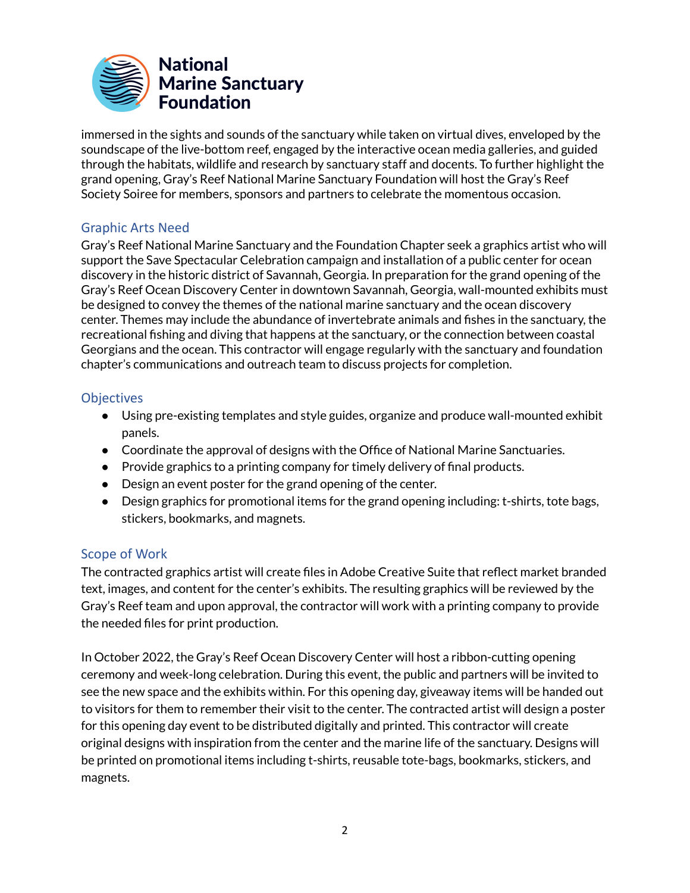immersed in the sights and sounds of the sanctuary while taken on virtual dives, enveloped by the soundscape of the live-bottom reef, engaged by the interactive ocean media galleries, and guided through the habitats, wildlife and research by sanctuary staff and docents. To further highlight the grand opening, Gray's Reef National Marine Sanctuary Foundation will host the Gray's Reef Society Soiree for members, sponsors and partners to celebrate the momentous occasion.

## Graphic Arts Need

Gray's Reef National Marine Sanctuary and the Foundation Chapter seek a graphics artist who will support the Save Spectacular Celebration campaign and installation of a public center for ocean discovery in the historic district of Savannah, Georgia. In preparation for the grand opening of the Gray's Reef Ocean Discovery Center in downtown Savannah, Georgia, wall-mounted exhibits must be designed to convey the themes of the national marine sanctuary and the ocean discovery center. Themes may include the abundance of invertebrate animals and fishes in the sanctuary, the recreational fishing and diving that happens at the sanctuary, or the connection between coastal Georgians and the ocean. This contractor will engage regularly with the sanctuary and foundation chapter's communications and outreach team to discuss projects for completion.

## Objectives

- Using pre-existing templates and style guides, organize and produce wall-mounted exhibit panels.
- Coordinate the approval of designs with the Office of National Marine Sanctuaries.
- Provide graphics to a printing company for timely delivery of final products.
- Design an event poster for the grand opening of the center.
- Design graphics for promotional items for the grand opening including: t-shirts, tote bags, stickers, bookmarks, and magnets.

## Scope of Work

The contracted graphics artist will create files in Adobe Creative Suite that reflect market branded text, images, and content for the center's exhibits. The resulting graphics will be reviewed by the Gray's Reef team and upon approval, the contractor will work with a printing company to provide the needed files for print production.

In October 2022, the Gray's Reef Ocean Discovery Center will host a ribbon-cutting opening ceremony and week-long celebration. During this event, the public and partners will be invited to see the new space and the exhibits within. For this opening day, giveaway items will be handed out to visitors for them to remember their visit to the center. The contracted artist will design a poster for this opening day event to be distributed digitally and printed. This contractor will create original designs with inspiration from the center and the marine life of the sanctuary. Designs will be printed on promotional items including t-shirts, reusable tote-bags, bookmarks, stickers, and magnets.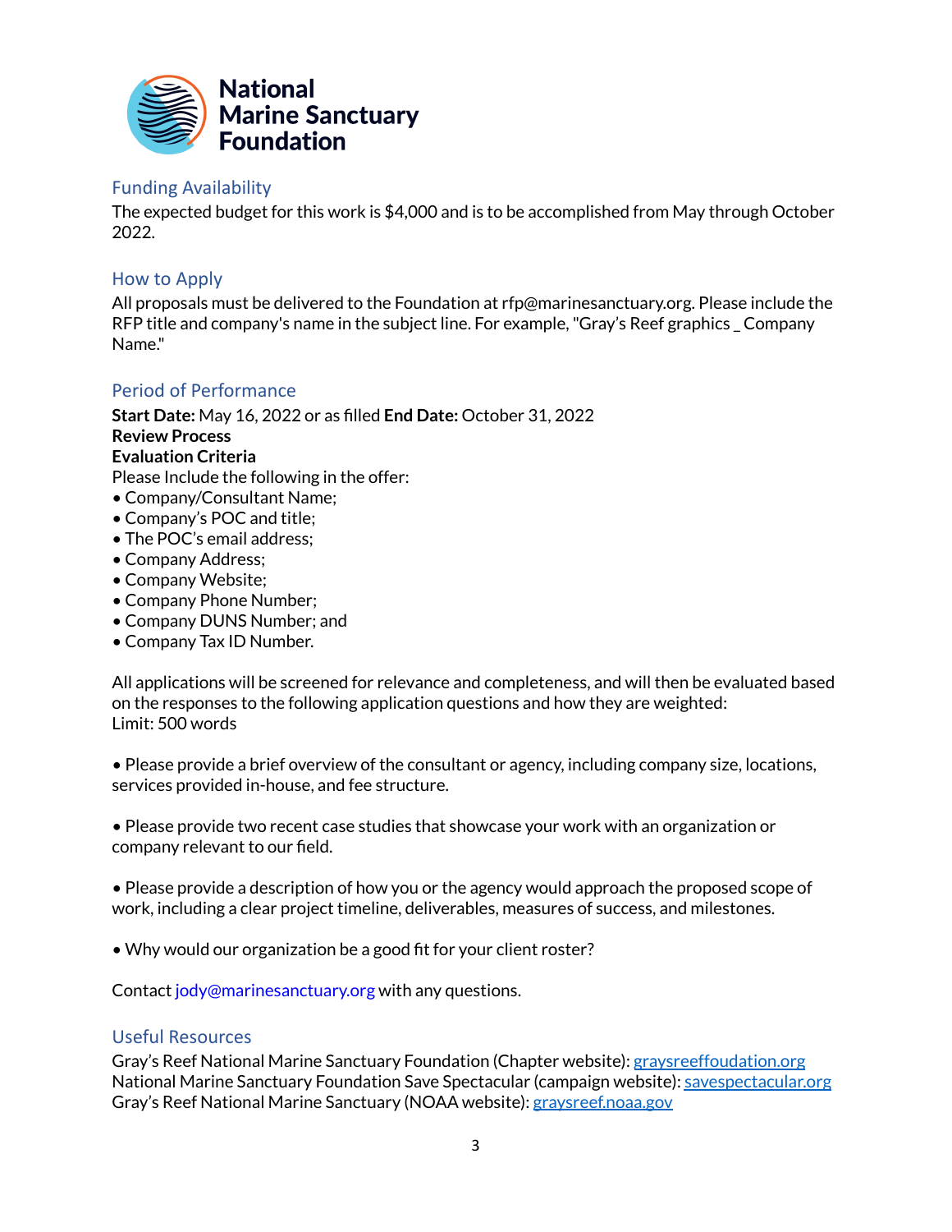National Marine Sanctuary Foundation

## Funding Availability

The expected budget for this work is $4,000 and is to be accomplished from May through October 2022.

## How to Apply

All proposals must be delivered to the Foundation at rfp@marinesanctuary.org. Please include the RFP title and company's name in the subject line. For example, "Gray's Reef graphics _ Company Name."

## Period of Performance

**Start Date:** May 16, 2022 or as filled **End Date:** October 31, 2022
**Review Process**
**Evaluation Criteria**
Please Include the following in the offer:

- Company/Consultant Name;
- Company's POC and title;
- The POC's email address;
- Company Address;
- Company Website;
- Company Phone Number;
- Company DUNS Number; and
- Company Tax ID Number.

All applications will be screened for relevance and completeness, and will then be evaluated based on the responses to the following application questions and how they are weighted:
Limit: 500 words

- Please provide a brief overview of the consultant or agency, including company size, locations, services provided in-house, and fee structure.

- Please provide two recent case studies that showcase your work with an organization or company relevant to our field.

- Please provide a description of how you or the agency would approach the proposed scope of work, including a clear project timeline, deliverables, measures of success, and milestones.

- Why would our organization be a good fit for your client roster?

Contact jody@marinesanctuary.org with any questions.

## Useful Resources

Gray's Reef National Marine Sanctuary Foundation (Chapter website): graysreeffoudation.org
National Marine Sanctuary Foundation Save Spectacular (campaign website): savespectacular.org
Gray's Reef National Marine Sanctuary (NOAA website): graysreef.noaa.gov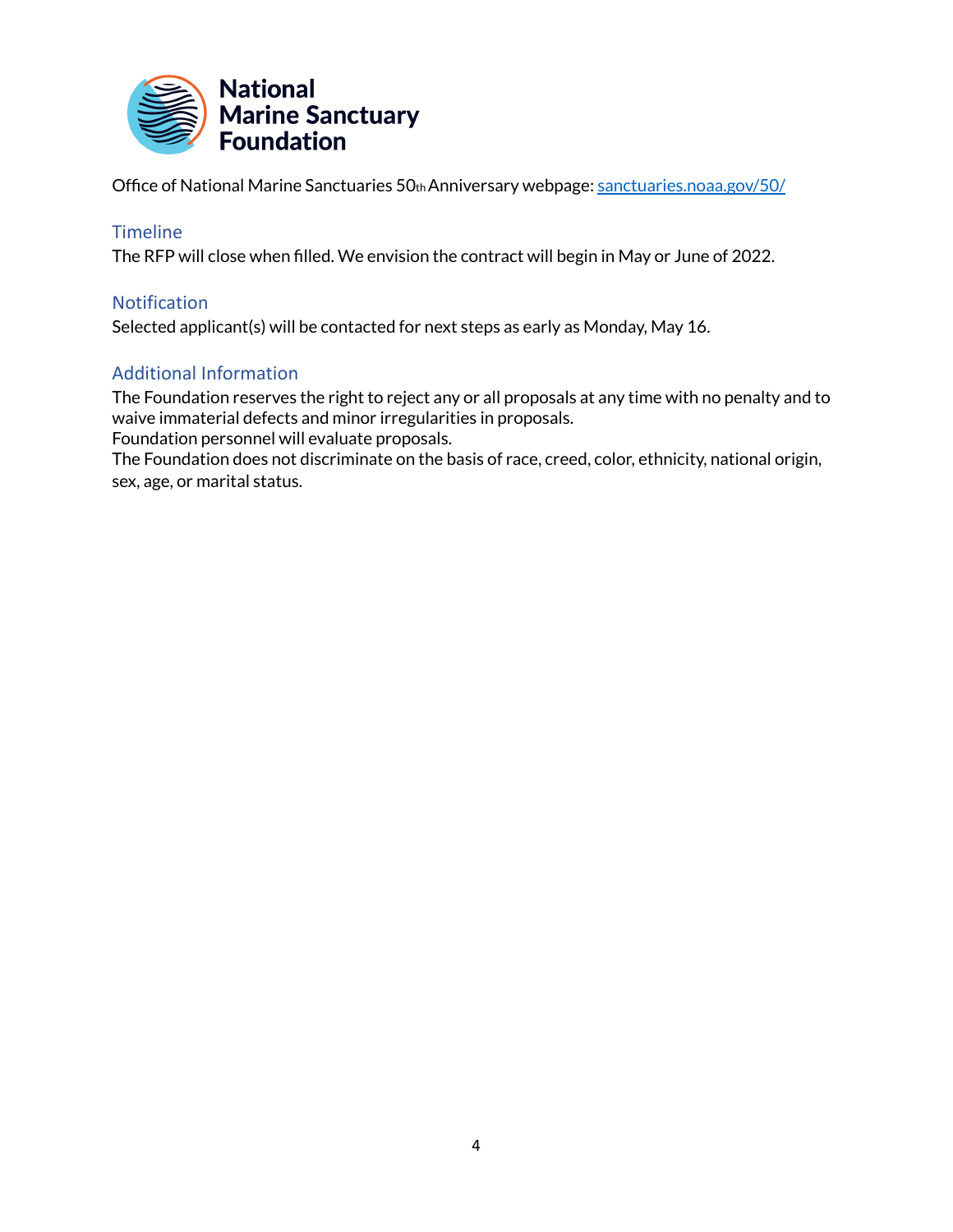Office of National Marine Sanctuaries 50th Anniversary webpage: [sanctuaries.noaa.gov/50/](sanctuaries.noaa.gov/50/)

## Timeline

The RFP will close when filled. We envision the contract will begin in May or June of 2022.

## Notification

Selected applicant(s) will be contacted for next steps as early as Monday, May 16.

## Additional Information

The Foundation reserves the right to reject any or all proposals at any time with no penalty and to waive immaterial defects and minor irregularities in proposals.

Foundation personnel will evaluate proposals.

The Foundation does not discriminate on the basis of race, creed, color, ethnicity, national origin, sex, age, or marital status.